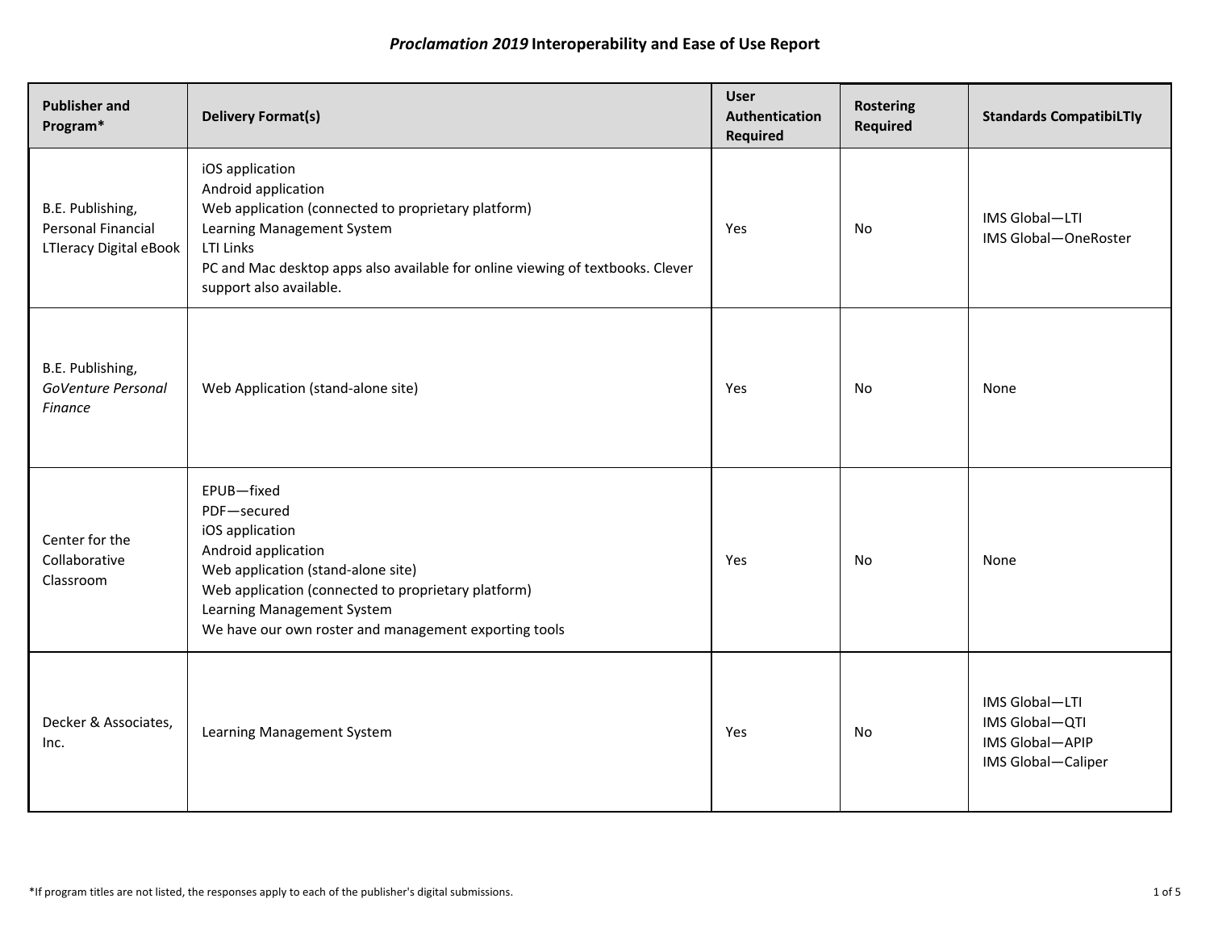# *Proclamation 2019* Interoperability and Ease of Use Report

| Publisher and Program* | Delivery Format(s) | User Authentication Required | Rostering Required | Standards CompatibiLTIy |
|---|---|---|---|---|
| B.E. Publishing, Personal Financial LTIeracy Digital eBook | iOS application<br>Android application<br>Web application (connected to proprietary platform)<br>Learning Management System<br>LTI Links<br>PC and Mac desktop apps also available for online viewing of textbooks. Clever support also available. | Yes | No | IMS Global—LTI<br>IMS Global—OneRoster |
| B.E. Publishing, *GoVenture Personal Finance* | Web Application (stand-alone site) | Yes | No | None |
| Center for the Collaborative Classroom | EPUB—fixed<br>PDF—secured<br>iOS application<br>Android application<br>Web application (stand-alone site)<br>Web application (connected to proprietary platform)<br>Learning Management System<br>We have our own roster and management exporting tools | Yes | No | None |
| Decker & Associates, Inc. | Learning Management System | Yes | No | IMS Global—LTI<br>IMS Global—QTI<br>IMS Global—APIP<br>IMS Global—Caliper |

*If program titles are not listed, the responses apply to each of the publisher's digital submissions.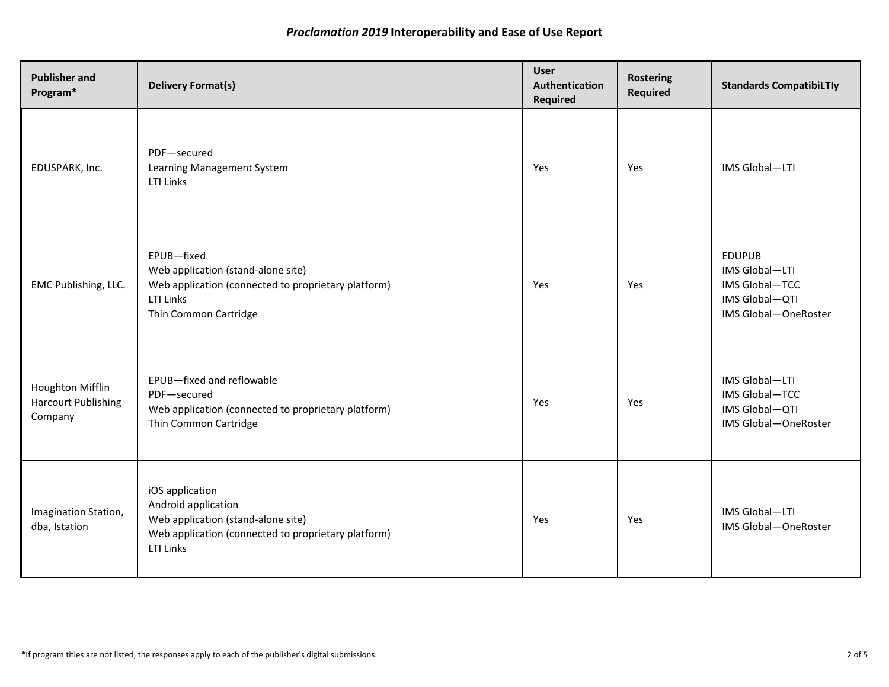## *Proclamation 2019* Interoperability and Ease of Use Report

| Publisher and Program* | Delivery Format(s) | User Authentication Required | Rostering Required | Standards CompatibiLTIy |
|---|---|---|---|---|
| EDUSPARK, Inc. | PDF—secured<br>Learning Management System<br>LTI Links | Yes | Yes | IMS Global—LTI |
| EMC Publishing, LLC. | EPUB—fixed<br>Web application (stand-alone site)<br>Web application (connected to proprietary platform)<br>LTI Links<br>Thin Common Cartridge | Yes | Yes | EDUPUB<br>IMS Global—LTI<br>IMS Global—TCC<br>IMS Global—QTI<br>IMS Global—OneRoster |
| Houghton Mifflin Harcourt Publishing Company | EPUB—fixed and reflowable<br>PDF—secured<br>Web application (connected to proprietary platform)<br>Thin Common Cartridge | Yes | Yes | IMS Global—LTI<br>IMS Global—TCC<br>IMS Global—QTI<br>IMS Global—OneRoster |
| Imagination Station, dba, Istation | iOS application<br>Android application<br>Web application (stand-alone site)<br>Web application (connected to proprietary platform)<br>LTI Links | Yes | Yes | IMS Global—LTI<br>IMS Global—OneRoster |

*If program titles are not listed, the responses apply to each of the publisher's digital submissions.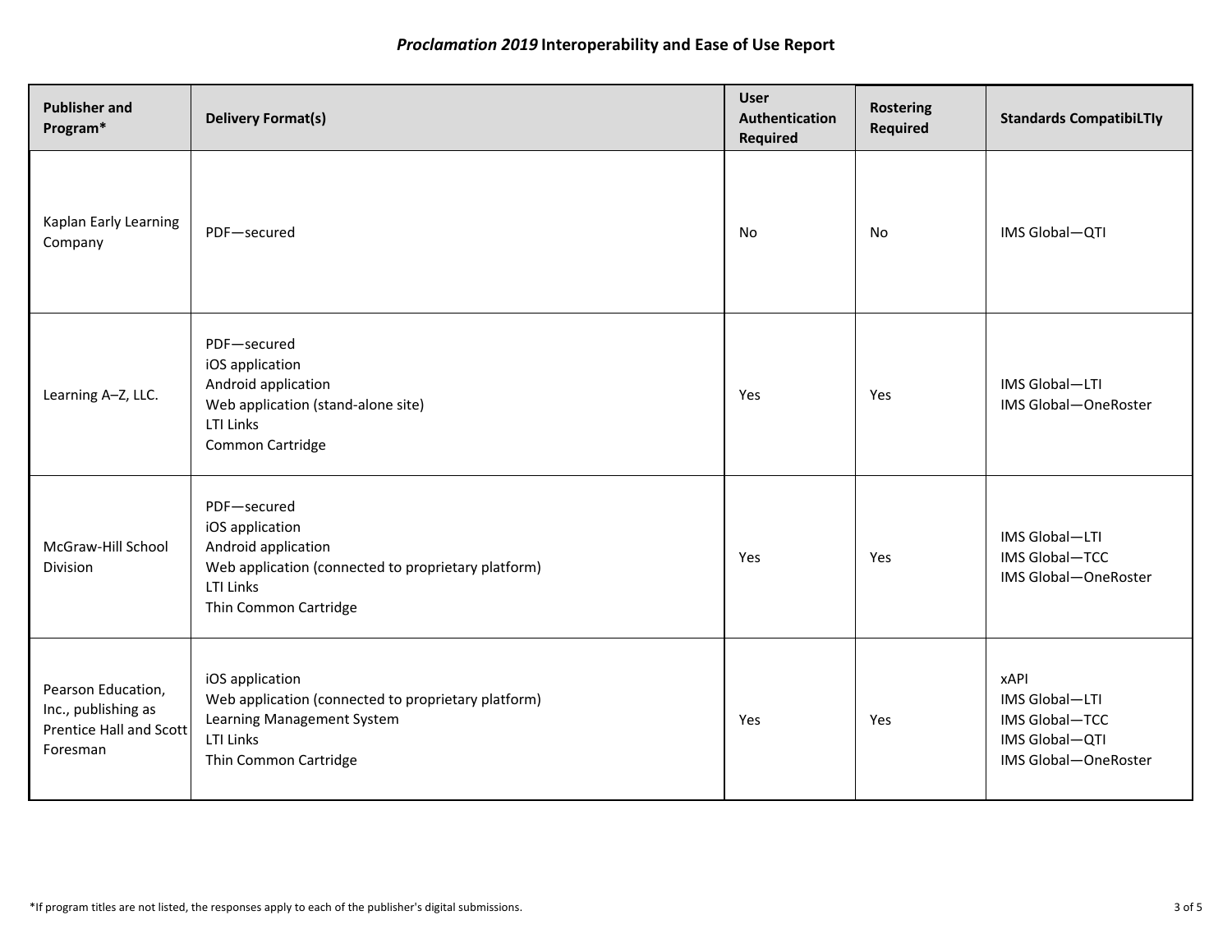# *Proclamation 2019* Interoperability and Ease of Use Report

| Publisher and Program* | Delivery Format(s) | User Authentication Required | Rostering Required | Standards CompatibiLTIy |
|---|---|---|---|---|
| Kaplan Early Learning Company | PDF—secured | No | No | IMS Global—QTI |
| Learning A–Z, LLC. | PDF—secured<br>iOS application<br>Android application<br>Web application (stand-alone site)<br>LTI Links<br>Common Cartridge | Yes | Yes | IMS Global—LTI<br>IMS Global—OneRoster |
| McGraw-Hill School Division | PDF—secured<br>iOS application<br>Android application<br>Web application (connected to proprietary platform)<br>LTI Links<br>Thin Common Cartridge | Yes | Yes | IMS Global—LTI<br>IMS Global—TCC<br>IMS Global—OneRoster |
| Pearson Education, Inc., publishing as Prentice Hall and Scott Foresman | iOS application<br>Web application (connected to proprietary platform)<br>Learning Management System<br>LTI Links<br>Thin Common Cartridge | Yes | Yes | xAPI<br>IMS Global—LTI<br>IMS Global—TCC<br>IMS Global—QTI<br>IMS Global—OneRoster |

*If program titles are not listed, the responses apply to each of the publisher's digital submissions.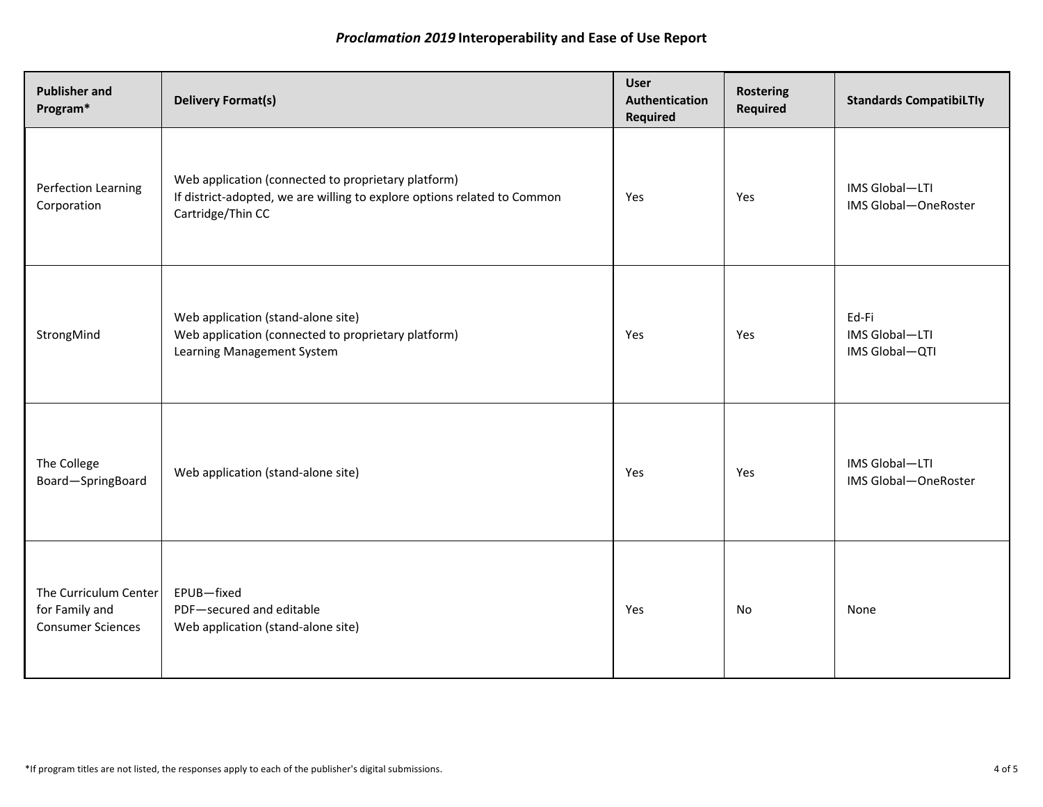# *Proclamation 2019* Interoperability and Ease of Use Report

| Publisher and Program* | Delivery Format(s) | User Authentication Required | Rostering Required | Standards CompatibiLTIy |
|---|---|---|---|---|
| Perfection Learning Corporation | Web application (connected to proprietary platform)<br>If district-adopted, we are willing to explore options related to Common Cartridge/Thin CC | Yes | Yes | IMS Global—LTI<br>IMS Global—OneRoster |
| StrongMind | Web application (stand-alone site)<br>Web application (connected to proprietary platform)<br>Learning Management System | Yes | Yes | Ed-Fi<br>IMS Global—LTI<br>IMS Global—QTI |
| The College Board—SpringBoard | Web application (stand-alone site) | Yes | Yes | IMS Global—LTI<br>IMS Global—OneRoster |
| The Curriculum Center for Family and Consumer Sciences | EPUB—fixed<br>PDF—secured and editable<br>Web application (stand-alone site) | Yes | No | None |

*If program titles are not listed, the responses apply to each of the publisher's digital submissions.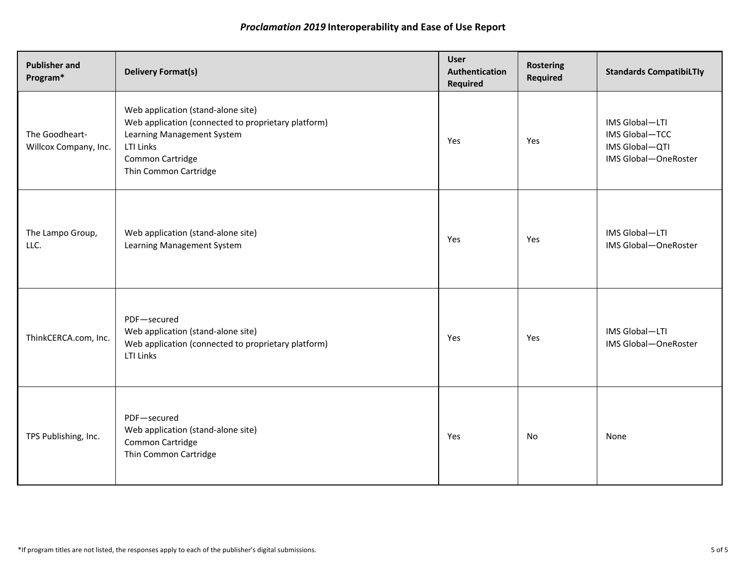## *Proclamation 2019* Interoperability and Ease of Use Report

| Publisher and Program* | Delivery Format(s) | User Authentication Required | Rostering Required | Standards CompatibiLTIy |
|---|---|---|---|---|
| The Goodheart-Willcox Company, Inc. | Web application (stand-alone site)<br>Web application (connected to proprietary platform)<br>Learning Management System<br>LTI Links<br>Common Cartridge<br>Thin Common Cartridge | Yes | Yes | IMS Global—LTI<br>IMS Global—TCC<br>IMS Global—QTI<br>IMS Global—OneRoster |
| The Lampo Group, LLC. | Web application (stand-alone site)<br>Learning Management System | Yes | Yes | IMS Global—LTI<br>IMS Global—OneRoster |
| ThinkCERCA.com, Inc. | PDF—secured<br>Web application (stand-alone site)<br>Web application (connected to proprietary platform)<br>LTI Links | Yes | Yes | IMS Global—LTI<br>IMS Global—OneRoster |
| TPS Publishing, Inc. | PDF—secured<br>Web application (stand-alone site)<br>Common Cartridge<br>Thin Common Cartridge | Yes | No | None |

*If program titles are not listed, the responses apply to each of the publisher's digital submissions.